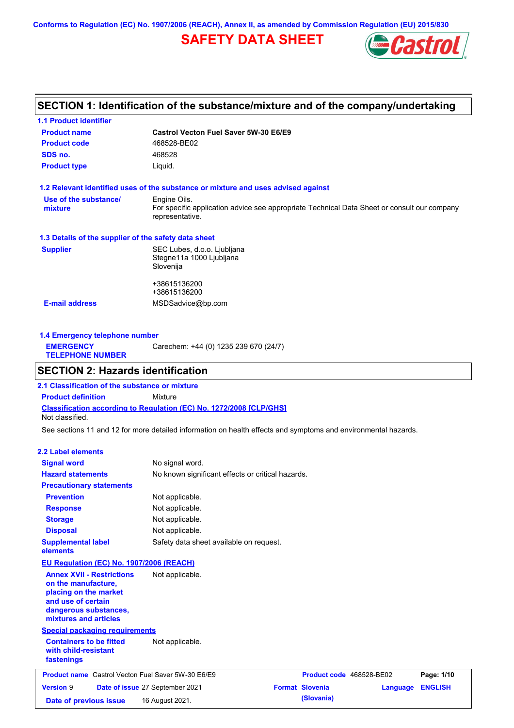Conforms to Regulation (EC) No. 1907/2006 (REACH), Annex II, as amended by Commission Regulation (EU) 2015/830

# SAFETY DATA SHEET

## SECTION 1: Identification of the substance/mixture and of the company/undertaking

### 1.1 Product identifier

| | |
|---|---|
| **Product name** | **Castrol Vecton Fuel Saver 5W-30 E6/E9** |
| **Product code** | 468528-BE02 |
| **SDS no.** | 468528 |
| **Product type** | Liquid. |

### 1.2 Relevant identified uses of the substance or mixture and uses advised against

**Use of the substance/ mixture**: Engine Oils.
For specific application advice see appropriate Technical Data Sheet or consult our company representative.

### 1.3 Details of the supplier of the safety data sheet

**Supplier**: SEC Lubes, d.o.o. Ljubljana
Stegne11a 1000 Ljubljana
Slovenija

+38615136200
+38615136200

**E-mail address**: MSDSadvice@bp.com

### 1.4 Emergency telephone number

**EMERGENCY TELEPHONE NUMBER**: Carechem: +44 (0) 1235 239 670 (24/7)

## SECTION 2: Hazards identification

### 2.1 Classification of the substance or mixture

**Product definition**: Mixture

**Classification according to Regulation (EC) No. 1272/2008 [CLP/GHS]**

Not classified.

See sections 11 and 12 for more detailed information on health effects and symptoms and environmental hazards.

### 2.2 Label elements

**Signal word**: No signal word.

**Hazard statements**: No known significant effects or critical hazards.

**Precautionary statements**

**Prevention**: Not applicable.

**Response**: Not applicable.

**Storage**: Not applicable.

**Disposal**: Not applicable.

**Supplemental label elements**: Safety data sheet available on request.

**EU Regulation (EC) No. 1907/2006 (REACH)**

**Annex XVII - Restrictions on the manufacture, placing on the market and use of certain dangerous substances, mixtures and articles**: Not applicable.

**Special packaging requirements**

**Containers to be fitted with child-resistant fastenings**: Not applicable.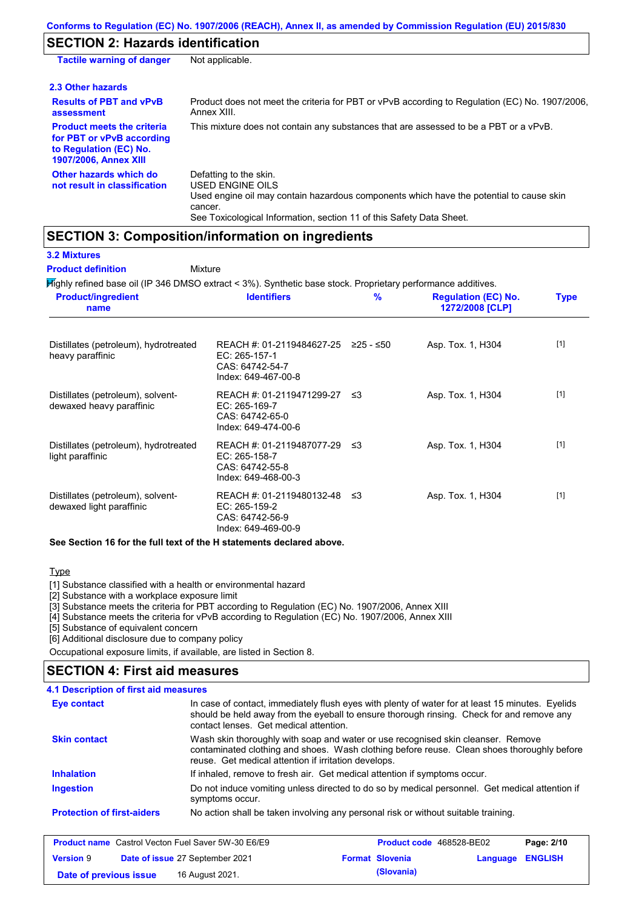## SECTION 2: Hazards identification

**Tactile warning of danger** Not applicable.

### 2.3 Other hazards

**Results of PBT and vPvB assessment** Product does not meet the criteria for PBT or vPvB according to Regulation (EC) No. 1907/2006, Annex XIII.

**Product meets the criteria for PBT or vPvB according to Regulation (EC) No. 1907/2006, Annex XIII** This mixture does not contain any substances that are assessed to be a PBT or a vPvB.

**Other hazards which do not result in classification** Defatting to the skin.
USED ENGINE OILS
Used engine oil may contain hazardous components which have the potential to cause skin cancer.
See Toxicological Information, section 11 of this Safety Data Sheet.

## SECTION 3: Composition/information on ingredients

### 3.2 Mixtures

**Product definition** Mixture

Highly refined base oil (IP 346 DMSO extract < 3%). Synthetic base stock. Proprietary performance additives.

| Product/ingredient name | Identifiers | % | Regulation (EC) No. 1272/2008 [CLP] | Type |
|---|---|---|---|---|
| Distillates (petroleum), hydrotreated heavy paraffinic | REACH #: 01-2119484627-25<br>EC: 265-157-1<br>CAS: 64742-54-7<br>Index: 649-467-00-8 | ≥25 - ≤50 | Asp. Tox. 1, H304 | [1] |
| Distillates (petroleum), solvent-dewaxed heavy paraffinic | REACH #: 01-2119471299-27<br>EC: 265-169-7<br>CAS: 64742-65-0<br>Index: 649-474-00-6 | ≤3 | Asp. Tox. 1, H304 | [1] |
| Distillates (petroleum), hydrotreated light paraffinic | REACH #: 01-2119487077-29<br>EC: 265-158-7<br>CAS: 64742-55-8<br>Index: 649-468-00-3 | ≤3 | Asp. Tox. 1, H304 | [1] |
| Distillates (petroleum), solvent-dewaxed light paraffinic | REACH #: 01-2119480132-48<br>EC: 265-159-2<br>CAS: 64742-56-9<br>Index: 649-469-00-9 | ≤3 | Asp. Tox. 1, H304 | [1] |

**See Section 16 for the full text of the H statements declared above.**

Type

[1] Substance classified with a health or environmental hazard
[2] Substance with a workplace exposure limit
[3] Substance meets the criteria for PBT according to Regulation (EC) No. 1907/2006, Annex XIII
[4] Substance meets the criteria for vPvB according to Regulation (EC) No. 1907/2006, Annex XIII
[5] Substance of equivalent concern
[6] Additional disclosure due to company policy

Occupational exposure limits, if available, are listed in Section 8.

## SECTION 4: First aid measures

### 4.1 Description of first aid measures

**Eye contact** In case of contact, immediately flush eyes with plenty of water for at least 15 minutes. Eyelids should be held away from the eyeball to ensure thorough rinsing. Check for and remove any contact lenses. Get medical attention.

**Skin contact** Wash skin thoroughly with soap and water or use recognised skin cleanser. Remove contaminated clothing and shoes. Wash clothing before reuse. Clean shoes thoroughly before reuse. Get medical attention if irritation develops.

**Inhalation** If inhaled, remove to fresh air. Get medical attention if symptoms occur.

**Ingestion** Do not induce vomiting unless directed to do so by medical personnel. Get medical attention if symptoms occur.

**Protection of first-aiders** No action shall be taken involving any personal risk or without suitable training.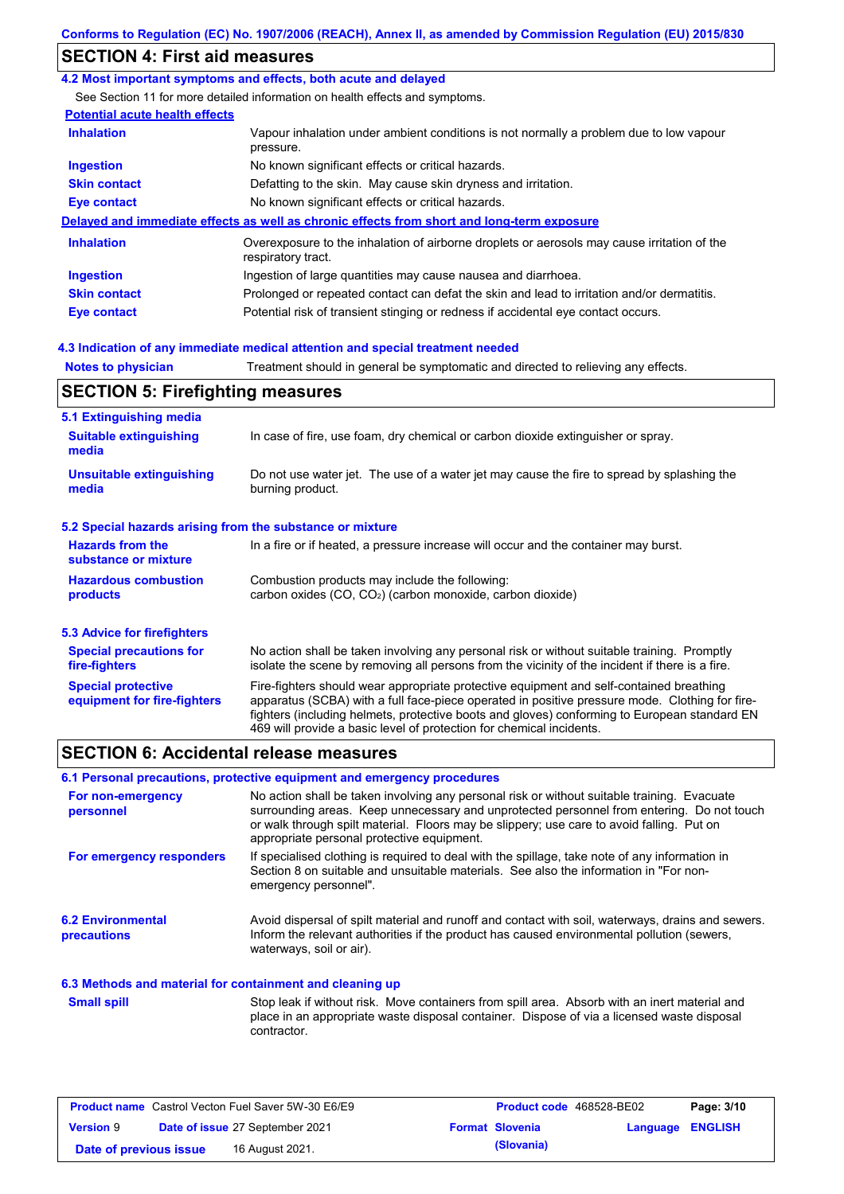## SECTION 4: First aid measures

### 4.2 Most important symptoms and effects, both acute and delayed

See Section 11 for more detailed information on health effects and symptoms.

**Potential acute health effects**

| | |
|---|---|
| **Inhalation** | Vapour inhalation under ambient conditions is not normally a problem due to low vapour pressure. |
| **Ingestion** | No known significant effects or critical hazards. |
| **Skin contact** | Defatting to the skin. May cause skin dryness and irritation. |
| **Eye contact** | No known significant effects or critical hazards. |

**Delayed and immediate effects as well as chronic effects from short and long-term exposure**

| | |
|---|---|
| **Inhalation** | Overexposure to the inhalation of airborne droplets or aerosols may cause irritation of the respiratory tract. |
| **Ingestion** | Ingestion of large quantities may cause nausea and diarrhoea. |
| **Skin contact** | Prolonged or repeated contact can defat the skin and lead to irritation and/or dermatitis. |
| **Eye contact** | Potential risk of transient stinging or redness if accidental eye contact occurs. |

### 4.3 Indication of any immediate medical attention and special treatment needed

**Notes to physician** Treatment should in general be symptomatic and directed to relieving any effects.

## SECTION 5: Firefighting measures

### 5.1 Extinguishing media

| | |
|---|---|
| **Suitable extinguishing media** | In case of fire, use foam, dry chemical or carbon dioxide extinguisher or spray. |
| **Unsuitable extinguishing media** | Do not use water jet. The use of a water jet may cause the fire to spread by splashing the burning product. |

### 5.2 Special hazards arising from the substance or mixture

| | |
|---|---|
| **Hazards from the substance or mixture** | In a fire or if heated, a pressure increase will occur and the container may burst. |
| **Hazardous combustion products** | Combustion products may include the following: carbon oxides (CO, $CO_2$) (carbon monoxide, carbon dioxide) |

### 5.3 Advice for firefighters

| | |
|---|---|
| **Special precautions for fire-fighters** | No action shall be taken involving any personal risk or without suitable training. Promptly isolate the scene by removing all persons from the vicinity of the incident if there is a fire. |
| **Special protective equipment for fire-fighters** | Fire-fighters should wear appropriate protective equipment and self-contained breathing apparatus (SCBA) with a full face-piece operated in positive pressure mode. Clothing for fire-fighters (including helmets, protective boots and gloves) conforming to European standard EN 469 will provide a basic level of protection for chemical incidents. |

## SECTION 6: Accidental release measures

### 6.1 Personal precautions, protective equipment and emergency procedures

| | |
|---|---|
| **For non-emergency personnel** | No action shall be taken involving any personal risk or without suitable training. Evacuate surrounding areas. Keep unnecessary and unprotected personnel from entering. Do not touch or walk through spilt material. Floors may be slippery; use care to avoid falling. Put on appropriate personal protective equipment. |
| **For emergency responders** | If specialised clothing is required to deal with the spillage, take note of any information in Section 8 on suitable and unsuitable materials. See also the information in "For non-emergency personnel". |

| | |
|---|---|
| **6.2 Environmental precautions** | Avoid dispersal of spilt material and runoff and contact with soil, waterways, drains and sewers. Inform the relevant authorities if the product has caused environmental pollution (sewers, waterways, soil or air). |

### 6.3 Methods and material for containment and cleaning up

| | |
|---|---|
| **Small spill** | Stop leak if without risk. Move containers from spill area. Absorb with an inert material and place in an appropriate waste disposal container. Dispose of via a licensed waste disposal contractor. |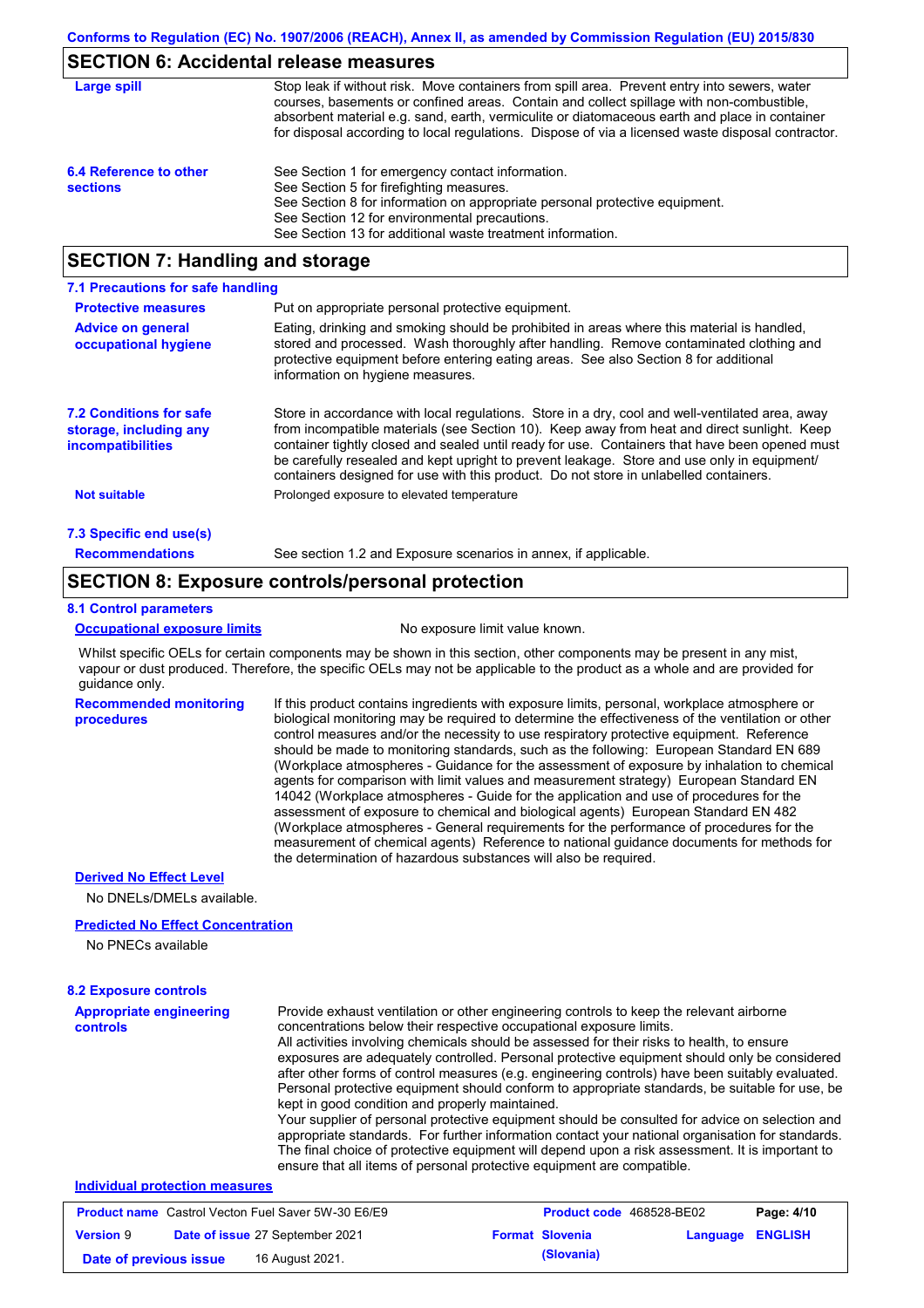## SECTION 6: Accidental release measures

**Large spill**

Stop leak if without risk. Move containers from spill area. Prevent entry into sewers, water courses, basements or confined areas. Contain and collect spillage with non-combustible, absorbent material e.g. sand, earth, vermiculite or diatomaceous earth and place in container for disposal according to local regulations. Dispose of via a licensed waste disposal contractor.

**6.4 Reference to other sections**

See Section 1 for emergency contact information.
See Section 5 for firefighting measures.
See Section 8 for information on appropriate personal protective equipment.
See Section 12 for environmental precautions.
See Section 13 for additional waste treatment information.

## SECTION 7: Handling and storage

### 7.1 Precautions for safe handling

**Protective measures**

Put on appropriate personal protective equipment.

**Advice on general occupational hygiene**

Eating, drinking and smoking should be prohibited in areas where this material is handled, stored and processed. Wash thoroughly after handling. Remove contaminated clothing and protective equipment before entering eating areas. See also Section 8 for additional information on hygiene measures.

**7.2 Conditions for safe storage, including any incompatibilities**

Store in accordance with local regulations. Store in a dry, cool and well-ventilated area, away from incompatible materials (see Section 10). Keep away from heat and direct sunlight. Keep container tightly closed and sealed until ready for use. Containers that have been opened must be carefully resealed and kept upright to prevent leakage. Store and use only in equipment/ containers designed for use with this product. Do not store in unlabelled containers.

**Not suitable**

Prolonged exposure to elevated temperature

### 7.3 Specific end use(s)

**Recommendations**

See section 1.2 and Exposure scenarios in annex, if applicable.

## SECTION 8: Exposure controls/personal protection

### 8.1 Control parameters

**Occupational exposure limits**

No exposure limit value known.

Whilst specific OELs for certain components may be shown in this section, other components may be present in any mist, vapour or dust produced. Therefore, the specific OELs may not be applicable to the product as a whole and are provided for guidance only.

**Recommended monitoring procedures**

If this product contains ingredients with exposure limits, personal, workplace atmosphere or biological monitoring may be required to determine the effectiveness of the ventilation or other control measures and/or the necessity to use respiratory protective equipment. Reference should be made to monitoring standards, such as the following: European Standard EN 689 (Workplace atmospheres - Guidance for the assessment of exposure by inhalation to chemical agents for comparison with limit values and measurement strategy) European Standard EN 14042 (Workplace atmospheres - Guide for the application and use of procedures for the assessment of exposure to chemical and biological agents) European Standard EN 482 (Workplace atmospheres - General requirements for the performance of procedures for the measurement of chemical agents) Reference to national guidance documents for methods for the determination of hazardous substances will also be required.

**Derived No Effect Level**

No DNELs/DMELs available.

**Predicted No Effect Concentration**

No PNECs available

### 8.2 Exposure controls

**Appropriate engineering controls**

Provide exhaust ventilation or other engineering controls to keep the relevant airborne concentrations below their respective occupational exposure limits.
All activities involving chemicals should be assessed for their risks to health, to ensure exposures are adequately controlled. Personal protective equipment should only be considered after other forms of control measures (e.g. engineering controls) have been suitably evaluated. Personal protective equipment should conform to appropriate standards, be suitable for use, be kept in good condition and properly maintained.
Your supplier of personal protective equipment should be consulted for advice on selection and appropriate standards. For further information contact your national organisation for standards. The final choice of protective equipment will depend upon a risk assessment. It is important to ensure that all items of personal protective equipment are compatible.

**Individual protection measures**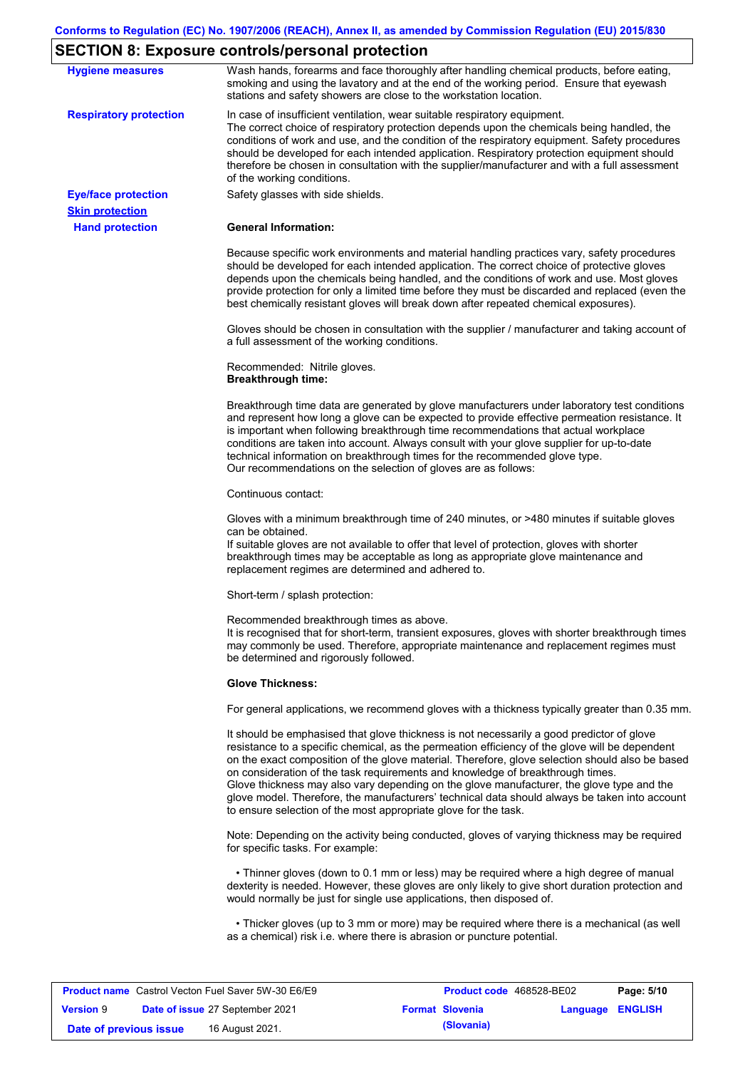## SECTION 8: Exposure controls/personal protection

**Hygiene measures**

Wash hands, forearms and face thoroughly after handling chemical products, before eating, smoking and using the lavatory and at the end of the working period. Ensure that eyewash stations and safety showers are close to the workstation location.

**Respiratory protection**

In case of insufficient ventilation, wear suitable respiratory equipment.
The correct choice of respiratory protection depends upon the chemicals being handled, the conditions of work and use, and the condition of the respiratory equipment. Safety procedures should be developed for each intended application. Respiratory protection equipment should therefore be chosen in consultation with the supplier/manufacturer and with a full assessment of the working conditions.

**Eye/face protection**

Safety glasses with side shields.

**Skin protection**

**Hand protection**

**General Information:**

Because specific work environments and material handling practices vary, safety procedures should be developed for each intended application. The correct choice of protective gloves depends upon the chemicals being handled, and the conditions of work and use. Most gloves provide protection for only a limited time before they must be discarded and replaced (even the best chemically resistant gloves will break down after repeated chemical exposures).

Gloves should be chosen in consultation with the supplier / manufacturer and taking account of a full assessment of the working conditions.

Recommended: Nitrile gloves.
**Breakthrough time:**

Breakthrough time data are generated by glove manufacturers under laboratory test conditions and represent how long a glove can be expected to provide effective permeation resistance. It is important when following breakthrough time recommendations that actual workplace conditions are taken into account. Always consult with your glove supplier for up-to-date technical information on breakthrough times for the recommended glove type.
Our recommendations on the selection of gloves are as follows:

Continuous contact:

Gloves with a minimum breakthrough time of 240 minutes, or >480 minutes if suitable gloves can be obtained.
If suitable gloves are not available to offer that level of protection, gloves with shorter breakthrough times may be acceptable as long as appropriate glove maintenance and replacement regimes are determined and adhered to.

Short-term / splash protection:

Recommended breakthrough times as above.
It is recognised that for short-term, transient exposures, gloves with shorter breakthrough times may commonly be used. Therefore, appropriate maintenance and replacement regimes must be determined and rigorously followed.

**Glove Thickness:**

For general applications, we recommend gloves with a thickness typically greater than 0.35 mm.

It should be emphasised that glove thickness is not necessarily a good predictor of glove resistance to a specific chemical, as the permeation efficiency of the glove will be dependent on the exact composition of the glove material. Therefore, glove selection should also be based on consideration of the task requirements and knowledge of breakthrough times.
Glove thickness may also vary depending on the glove manufacturer, the glove type and the glove model. Therefore, the manufacturers' technical data should always be taken into account to ensure selection of the most appropriate glove for the task.

Note: Depending on the activity being conducted, gloves of varying thickness may be required for specific tasks. For example:

- Thinner gloves (down to 0.1 mm or less) may be required where a high degree of manual dexterity is needed. However, these gloves are only likely to give short duration protection and would normally be just for single use applications, then disposed of.

- Thicker gloves (up to 3 mm or more) may be required where there is a mechanical (as well as a chemical) risk i.e. where there is abrasion or puncture potential.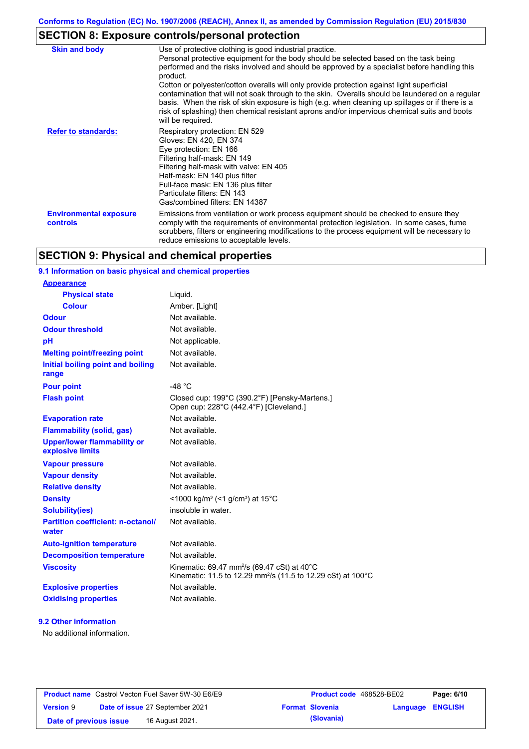## SECTION 8: Exposure controls/personal protection

| | |
|---|---|
| **Skin and body** | Use of protective clothing is good industrial practice. Personal protective equipment for the body should be selected based on the task being performed and the risks involved and should be approved by a specialist before handling this product. Cotton or polyester/cotton overalls will only provide protection against light superficial contamination that will not soak through to the skin. Overalls should be laundered on a regular basis. When the risk of skin exposure is high (e.g. when cleaning up spillages or if there is a risk of splashing) then chemical resistant aprons and/or impervious chemical suits and boots will be required. |
| **Refer to standards:** | Respiratory protection: EN 529<br>Gloves: EN 420, EN 374<br>Eye protection: EN 166<br>Filtering half-mask: EN 149<br>Filtering half-mask with valve: EN 405<br>Half-mask: EN 140 plus filter<br>Full-face mask: EN 136 plus filter<br>Particulate filters: EN 143<br>Gas/combined filters: EN 14387 |
| **Environmental exposure controls** | Emissions from ventilation or work process equipment should be checked to ensure they comply with the requirements of environmental protection legislation. In some cases, fume scrubbers, filters or engineering modifications to the process equipment will be necessary to reduce emissions to acceptable levels. |

## SECTION 9: Physical and chemical properties

### 9.1 Information on basic physical and chemical properties

| | |
|---|---|
| **Appearance** | |
| **Physical state** | Liquid. |
| **Colour** | Amber. [Light] |
| **Odour** | Not available. |
| **Odour threshold** | Not available. |
| **pH** | Not applicable. |
| **Melting point/freezing point** | Not available. |
| **Initial boiling point and boiling range** | Not available. |
| **Pour point** | -48 °C |
| **Flash point** | Closed cup: 199°C (390.2°F) [Pensky-Martens.]<br>Open cup: 228°C (442.4°F) [Cleveland.] |
| **Evaporation rate** | Not available. |
| **Flammability (solid, gas)** | Not available. |
| **Upper/lower flammability or explosive limits** | Not available. |
| **Vapour pressure** | Not available. |
| **Vapour density** | Not available. |
| **Relative density** | Not available. |
| **Density** | <1000 kg/m³ (<1 g/cm³) at 15°C |
| **Solubility(ies)** | insoluble in water. |
| **Partition coefficient: n-octanol/water** | Not available. |
| **Auto-ignition temperature** | Not available. |
| **Decomposition temperature** | Not available. |
| **Viscosity** | Kinematic: 69.47 mm²/s (69.47 cSt) at 40°C<br>Kinematic: 11.5 to 12.29 mm²/s (11.5 to 12.29 cSt) at 100°C |
| **Explosive properties** | Not available. |
| **Oxidising properties** | Not available. |

### 9.2 Other information

No additional information.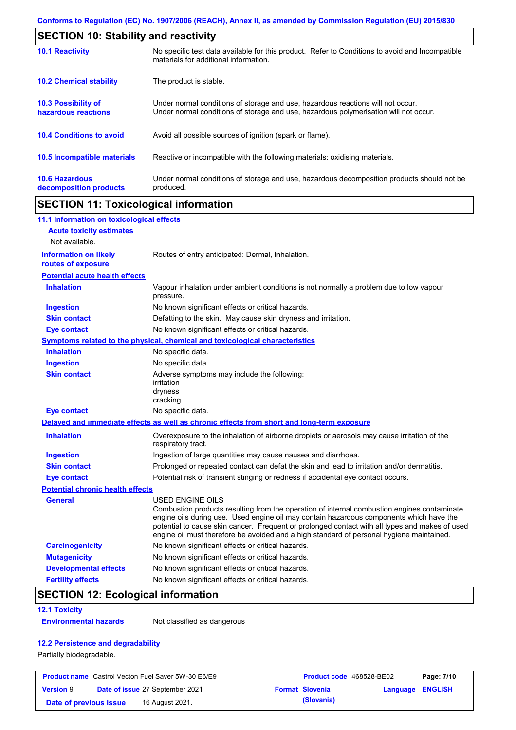## SECTION 10: Stability and reactivity

| | |
|---|---|
| **10.1 Reactivity** | No specific test data available for this product. Refer to Conditions to avoid and Incompatible materials for additional information. |
| **10.2 Chemical stability** | The product is stable. |
| **10.3 Possibility of hazardous reactions** | Under normal conditions of storage and use, hazardous reactions will not occur. Under normal conditions of storage and use, hazardous polymerisation will not occur. |
| **10.4 Conditions to avoid** | Avoid all possible sources of ignition (spark or flame). |
| **10.5 Incompatible materials** | Reactive or incompatible with the following materials: oxidising materials. |
| **10.6 Hazardous decomposition products** | Under normal conditions of storage and use, hazardous decomposition products should not be produced. |

## SECTION 11: Toxicological information

### 11.1 Information on toxicological effects

**Acute toxicity estimates**

Not available.

**Information on likely routes of exposure**: Routes of entry anticipated: Dermal, Inhalation.

**Potential acute health effects**

| | |
|---|---|
| **Inhalation** | Vapour inhalation under ambient conditions is not normally a problem due to low vapour pressure. |
| **Ingestion** | No known significant effects or critical hazards. |
| **Skin contact** | Defatting to the skin. May cause skin dryness and irritation. |
| **Eye contact** | No known significant effects or critical hazards. |

**Symptoms related to the physical, chemical and toxicological characteristics**

| | |
|---|---|
| **Inhalation** | No specific data. |
| **Ingestion** | No specific data. |
| **Skin contact** | Adverse symptoms may include the following: irritation dryness cracking |
| **Eye contact** | No specific data. |

**Delayed and immediate effects as well as chronic effects from short and long-term exposure**

| | |
|---|---|
| **Inhalation** | Overexposure to the inhalation of airborne droplets or aerosols may cause irritation of the respiratory tract. |
| **Ingestion** | Ingestion of large quantities may cause nausea and diarrhoea. |
| **Skin contact** | Prolonged or repeated contact can defat the skin and lead to irritation and/or dermatitis. |
| **Eye contact** | Potential risk of transient stinging or redness if accidental eye contact occurs. |

**Potential chronic health effects**

| | |
|---|---|
| **General** | USED ENGINE OILS Combustion products resulting from the operation of internal combustion engines contaminate engine oils during use. Used engine oil may contain hazardous components which have the potential to cause skin cancer. Frequent or prolonged contact with all types and makes of used engine oil must therefore be avoided and a high standard of personal hygiene maintained. |
| **Carcinogenicity** | No known significant effects or critical hazards. |
| **Mutagenicity** | No known significant effects or critical hazards. |
| **Developmental effects** | No known significant effects or critical hazards. |
| **Fertility effects** | No known significant effects or critical hazards. |

## SECTION 12: Ecological information

### 12.1 Toxicity

**Environmental hazards**: Not classified as dangerous

### 12.2 Persistence and degradability

Partially biodegradable.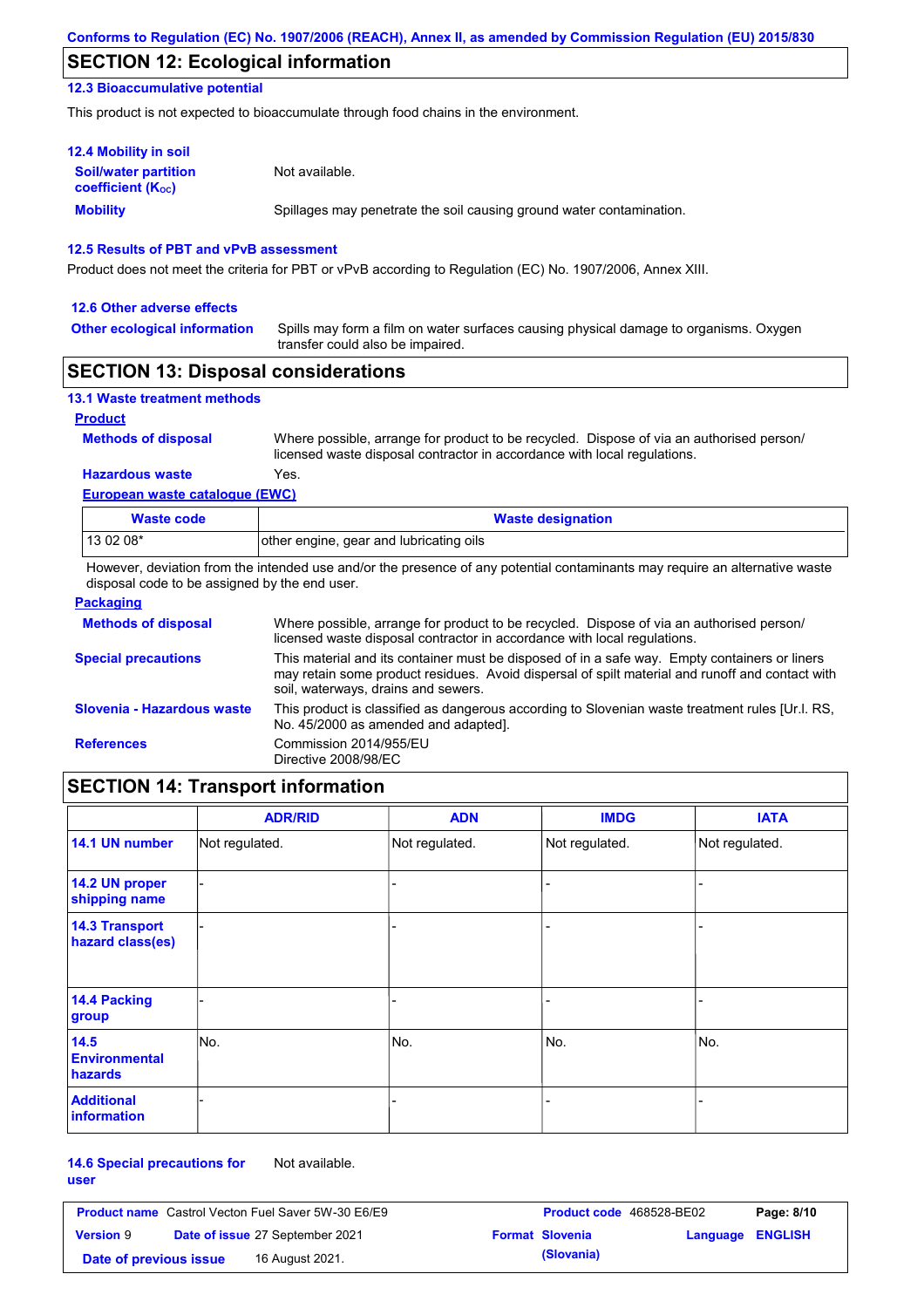## SECTION 12: Ecological information

### 12.3 Bioaccumulative potential

This product is not expected to bioaccumulate through food chains in the environment.

### 12.4 Mobility in soil

**Soil/water partition coefficient ($K_{OC}$)** Not available.

**Mobility** Spillages may penetrate the soil causing ground water contamination.

### 12.5 Results of PBT and vPvB assessment

Product does not meet the criteria for PBT or vPvB according to Regulation (EC) No. 1907/2006, Annex XIII.

### 12.6 Other adverse effects

**Other ecological information** Spills may form a film on water surfaces causing physical damage to organisms. Oxygen transfer could also be impaired.

## SECTION 13: Disposal considerations

### 13.1 Waste treatment methods

**Product**

**Methods of disposal** Where possible, arrange for product to be recycled. Dispose of via an authorised person/ licensed waste disposal contractor in accordance with local regulations.

**Hazardous waste** Yes.

**European waste catalogue (EWC)**

| Waste code | Waste designation |
|---|---|
| 13 02 08* | other engine, gear and lubricating oils |

However, deviation from the intended use and/or the presence of any potential contaminants may require an alternative waste disposal code to be assigned by the end user.

**Packaging**

**Methods of disposal** Where possible, arrange for product to be recycled. Dispose of via an authorised person/ licensed waste disposal contractor in accordance with local regulations.

**Special precautions** This material and its container must be disposed of in a safe way. Empty containers or liners may retain some product residues. Avoid dispersal of spilt material and runoff and contact with soil, waterways, drains and sewers.

**Slovenia - Hazardous waste** This product is classified as dangerous according to Slovenian waste treatment rules [Ur.l. RS, No. 45/2000 as amended and adapted].

**References** Commission 2014/955/EU
Directive 2008/98/EC

## SECTION 14: Transport information

| | ADR/RID | ADN | IMDG | IATA |
|---|---|---|---|---|
| 14.1 UN number | Not regulated. | Not regulated. | Not regulated. | Not regulated. |
| 14.2 UN proper shipping name | - | - | - | - |
| 14.3 Transport hazard class(es) | - | - | - | - |
| 14.4 Packing group | - | - | - | - |
| 14.5 Environmental hazards | No. | No. | No. | No. |
| Additional information | - | - | - | - |

**14.6 Special precautions for user** Not available.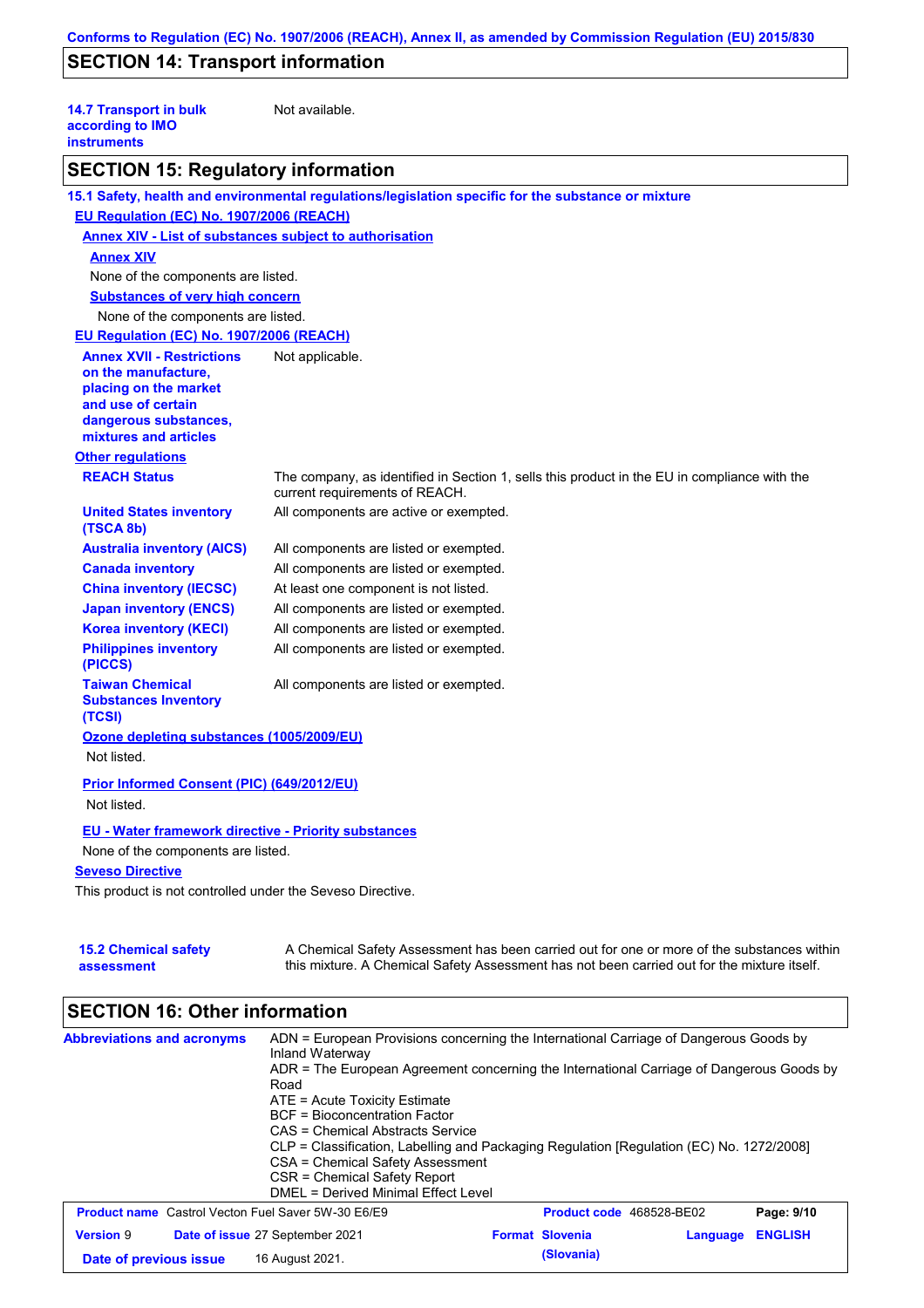## SECTION 14: Transport information

**14.7 Transport in bulk according to IMO instruments** Not available.

## SECTION 15: Regulatory information

**15.1 Safety, health and environmental regulations/legislation specific for the substance or mixture**

**EU Regulation (EC) No. 1907/2006 (REACH)**

**Annex XIV - List of substances subject to authorisation**

**Annex XIV**

None of the components are listed.

**Substances of very high concern**

None of the components are listed.

**EU Regulation (EC) No. 1907/2006 (REACH)**

**Annex XVII - Restrictions on the manufacture, placing on the market and use of certain dangerous substances, mixtures and articles** Not applicable.

**Other regulations**

| | |
|---|---|
| **REACH Status** | The company, as identified in Section 1, sells this product in the EU in compliance with the current requirements of REACH. |
| **United States inventory (TSCA 8b)** | All components are active or exempted. |
| **Australia inventory (AICS)** | All components are listed or exempted. |
| **Canada inventory** | All components are listed or exempted. |
| **China inventory (IECSC)** | At least one component is not listed. |
| **Japan inventory (ENCS)** | All components are listed or exempted. |
| **Korea inventory (KECI)** | All components are listed or exempted. |
| **Philippines inventory (PICCS)** | All components are listed or exempted. |
| **Taiwan Chemical Substances Inventory (TCSI)** | All components are listed or exempted. |

**Ozone depleting substances (1005/2009/EU)**

Not listed.

**Prior Informed Consent (PIC) (649/2012/EU)**

Not listed.

**EU - Water framework directive - Priority substances**

None of the components are listed.

**Seveso Directive**

This product is not controlled under the Seveso Directive.

**15.2 Chemical safety assessment** A Chemical Safety Assessment has been carried out for one or more of the substances within this mixture. A Chemical Safety Assessment has not been carried out for the mixture itself.

## SECTION 16: Other information

**Abbreviations and acronyms**
ADN = European Provisions concerning the International Carriage of Dangerous Goods by Inland Waterway
ADR = The European Agreement concerning the International Carriage of Dangerous Goods by Road
ATE = Acute Toxicity Estimate
BCF = Bioconcentration Factor
CAS = Chemical Abstracts Service
CLP = Classification, Labelling and Packaging Regulation [Regulation (EC) No. 1272/2008]
CSA = Chemical Safety Assessment
CSR = Chemical Safety Report
DMEL = Derived Minimal Effect Level

| | | | |
|---|---|---|---|
| **Product name** Castrol Vecton Fuel Saver 5W-30 E6/E9 | | **Product code** 468528-BE02 | |
| **Version** 9 | **Date of issue** 27 September 2021 | **Format** Slovenia (Slovania) | **Language** ENGLISH |
| **Date of previous issue** | 16 August 2021. | | |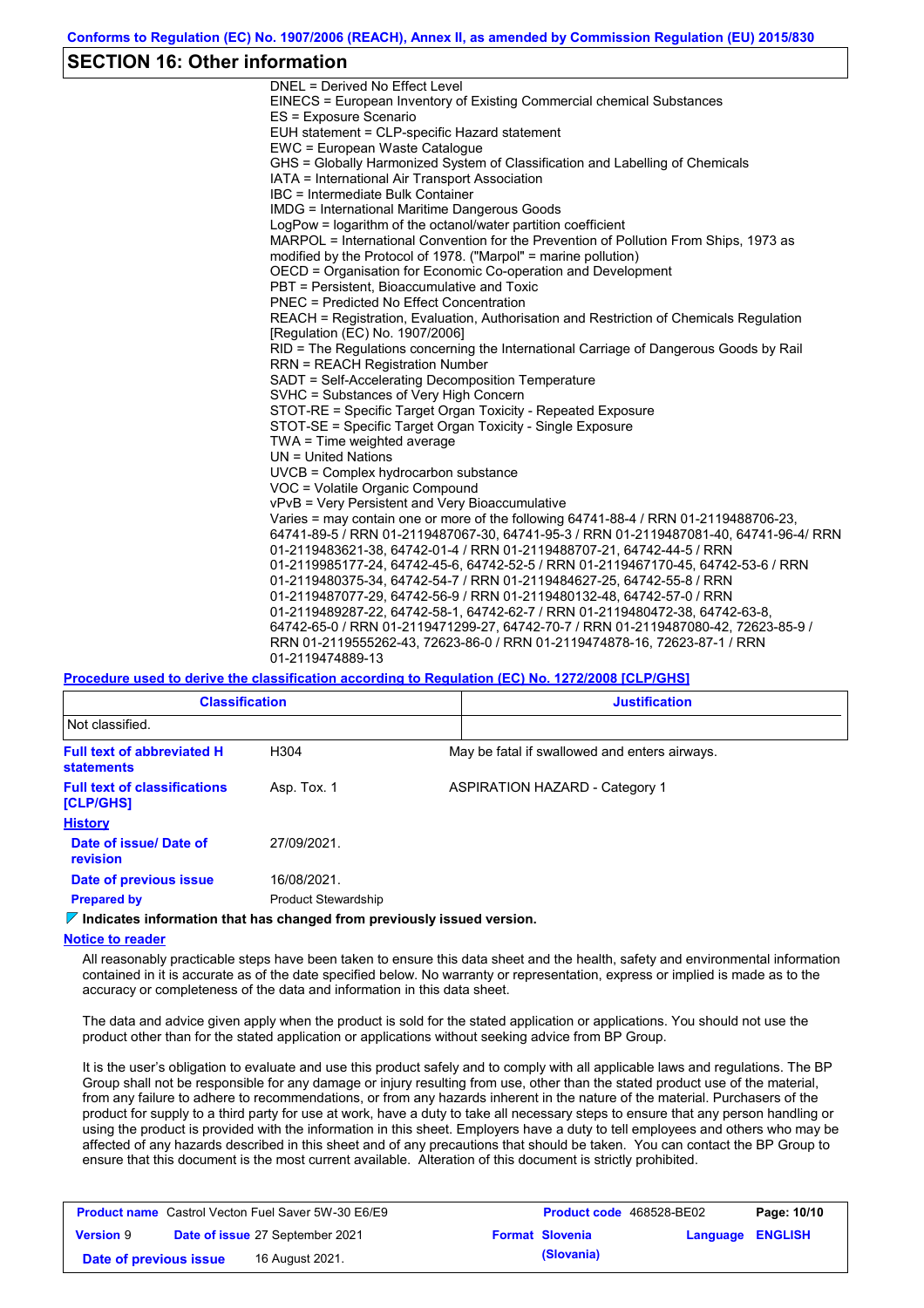Conforms to Regulation (EC) No. 1907/2006 (REACH), Annex II, as amended by Commission Regulation (EU) 2015/830

## SECTION 16: Other information

DNEL = Derived No Effect Level
EINECS = European Inventory of Existing Commercial chemical Substances
ES = Exposure Scenario
EUH statement = CLP-specific Hazard statement
EWC = European Waste Catalogue
GHS = Globally Harmonized System of Classification and Labelling of Chemicals
IATA = International Air Transport Association
IBC = Intermediate Bulk Container
IMDG = International Maritime Dangerous Goods
LogPow = logarithm of the octanol/water partition coefficient
MARPOL = International Convention for the Prevention of Pollution From Ships, 1973 as modified by the Protocol of 1978. ("Marpol" = marine pollution)
OECD = Organisation for Economic Co-operation and Development
PBT = Persistent, Bioaccumulative and Toxic
PNEC = Predicted No Effect Concentration
REACH = Registration, Evaluation, Authorisation and Restriction of Chemicals Regulation [Regulation (EC) No. 1907/2006]
RID = The Regulations concerning the International Carriage of Dangerous Goods by Rail
RRN = REACH Registration Number
SADT = Self-Accelerating Decomposition Temperature
SVHC = Substances of Very High Concern
STOT-RE = Specific Target Organ Toxicity - Repeated Exposure
STOT-SE = Specific Target Organ Toxicity - Single Exposure
TWA = Time weighted average
UN = United Nations
UVCB = Complex hydrocarbon substance
VOC = Volatile Organic Compound
vPvB = Very Persistent and Very Bioaccumulative
Varies = may contain one or more of the following 64741-88-4 / RRN 01-2119488706-23, 64741-89-5 / RRN 01-2119487067-30, 64741-95-3 / RRN 01-2119487081-40, 64741-96-4/ RRN 01-2119483621-38, 64742-01-4 / RRN 01-2119488707-21, 64742-44-5 / RRN 01-2119985177-24, 64742-45-6, 64742-52-5 / RRN 01-2119467170-45, 64742-53-6 / RRN 01-2119480375-34, 64742-54-7 / RRN 01-2119484627-25, 64742-55-8 / RRN 01-2119487077-29, 64742-56-9 / RRN 01-2119480132-48, 64742-57-0 / RRN 01-2119489287-22, 64742-58-1, 64742-62-7 / RRN 01-2119480472-38, 64742-63-8, 64742-65-0 / RRN 01-2119471299-27, 64742-70-7 / RRN 01-2119487080-42, 72623-85-9 / RRN 01-2119555262-43, 72623-86-0 / RRN 01-2119474878-16, 72623-87-1 / RRN 01-2119474889-13

**Procedure used to derive the classification according to Regulation (EC) No. 1272/2008 [CLP/GHS]**

| Classification | Justification |
|---|---|
| Not classified. | |

| | | |
|---|---|---|
| **Full text of abbreviated H statements** | H304 | May be fatal if swallowed and enters airways. |
| **Full text of classifications [CLP/GHS]** | Asp. Tox. 1 | ASPIRATION HAZARD - Category 1 |

**History**

| | |
|---|---|
| **Date of issue/ Date of revision** | 27/09/2021. |
| **Date of previous issue** | 16/08/2021. |
| **Prepared by** | Product Stewardship |

**Indicates information that has changed from previously issued version.**

**Notice to reader**

All reasonably practicable steps have been taken to ensure this data sheet and the health, safety and environmental information contained in it is accurate as of the date specified below. No warranty or representation, express or implied is made as to the accuracy or completeness of the data and information in this data sheet.

The data and advice given apply when the product is sold for the stated application or applications. You should not use the product other than for the stated application or applications without seeking advice from BP Group.

It is the user's obligation to evaluate and use this product safely and to comply with all applicable laws and regulations. The BP Group shall not be responsible for any damage or injury resulting from use, other than the stated product use of the material, from any failure to adhere to recommendations, or from any hazards inherent in the nature of the material. Purchasers of the product for supply to a third party for use at work, have a duty to take all necessary steps to ensure that any person handling or using the product is provided with the information in this sheet. Employers have a duty to tell employees and others who may be affected of any hazards described in this sheet and of any precautions that should be taken. You can contact the BP Group to ensure that this document is the most current available. Alteration of this document is strictly prohibited.